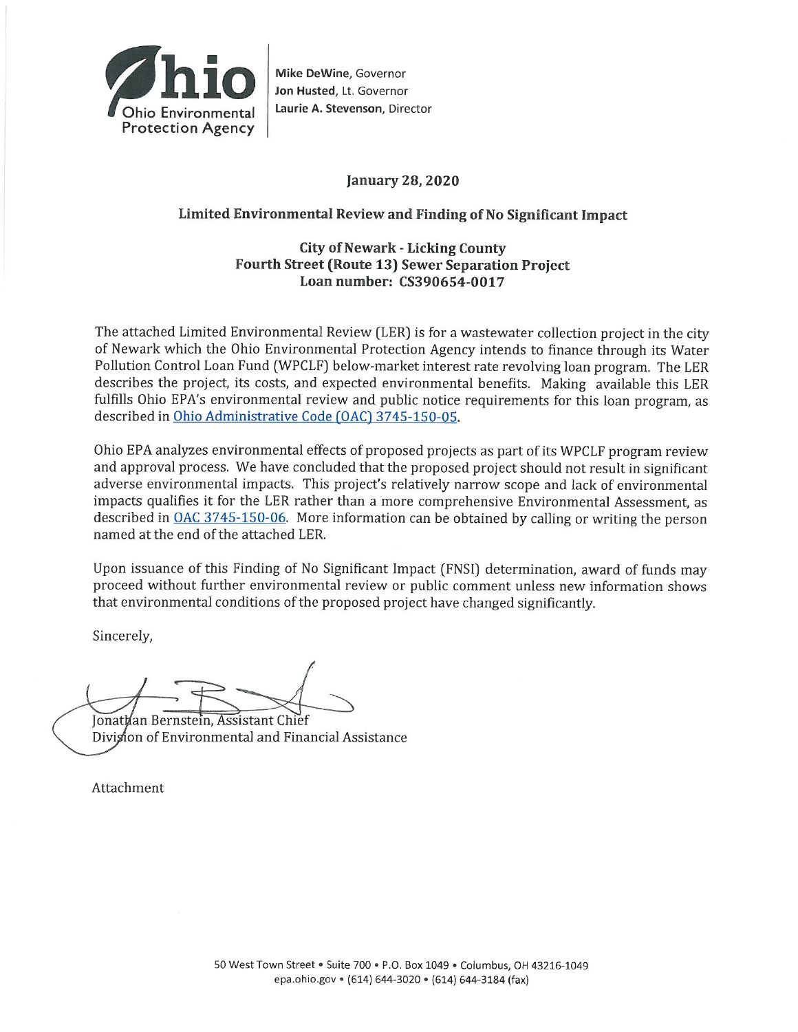Ohio Environmental Protection Agency

**Mike DeWine**, Governor
**Jon Husted**, Lt. Governor
**Laurie A. Stevenson**, Director

**January 28, 2020**

**Limited Environmental Review and Finding of No Significant Impact**

**City of Newark - Licking County**
**Fourth Street (Route 13) Sewer Separation Project**
**Loan number: CS390654-0017**

The attached Limited Environmental Review (LER) is for a wastewater collection project in the city of Newark which the Ohio Environmental Protection Agency intends to finance through its Water Pollution Control Loan Fund (WPCLF) below-market interest rate revolving loan program. The LER describes the project, its costs, and expected environmental benefits. Making available this LER fulfills Ohio EPA's environmental review and public notice requirements for this loan program, as described in Ohio Administrative Code (OAC) 3745-150-05.

Ohio EPA analyzes environmental effects of proposed projects as part of its WPCLF program review and approval process. We have concluded that the proposed project should not result in significant adverse environmental impacts. This project's relatively narrow scope and lack of environmental impacts qualifies it for the LER rather than a more comprehensive Environmental Assessment, as described in OAC 3745-150-06. More information can be obtained by calling or writing the person named at the end of the attached LER.

Upon issuance of this Finding of No Significant Impact (FNSI) determination, award of funds may proceed without further environmental review or public comment unless new information shows that environmental conditions of the proposed project have changed significantly.

Sincerely,

Jonathan Bernstein, Assistant Chief
Division of Environmental and Financial Assistance

Attachment

50 West Town Street • Suite 700 • P.O. Box 1049 • Columbus, OH 43216-1049
epa.ohio.gov • (614) 644-3020 • (614) 644-3184 (fax)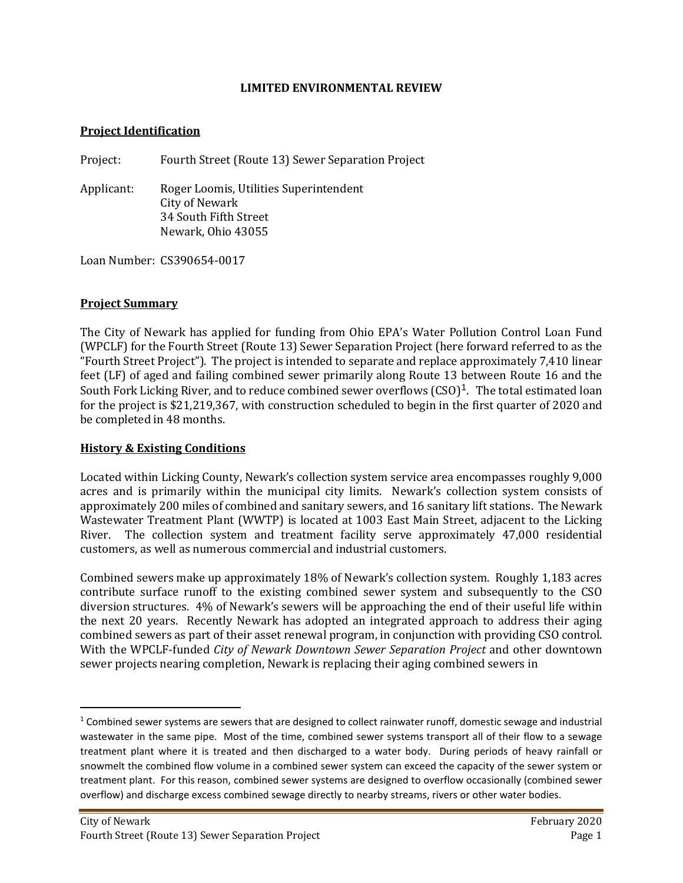**LIMITED ENVIRONMENTAL REVIEW**

## Project Identification

Project: Fourth Street (Route 13) Sewer Separation Project

Applicant: Roger Loomis, Utilities Superintendent
City of Newark
34 South Fifth Street
Newark, Ohio 43055

Loan Number: CS390654-0017

## Project Summary

The City of Newark has applied for funding from Ohio EPA's Water Pollution Control Loan Fund (WPCLF) for the Fourth Street (Route 13) Sewer Separation Project (here forward referred to as the "Fourth Street Project"). The project is intended to separate and replace approximately 7,410 linear feet (LF) of aged and failing combined sewer primarily along Route 13 between Route 16 and the South Fork Licking River, and to reduce combined sewer overflows (CSO)[1]. The total estimated loan for the project is $21,219,367, with construction scheduled to begin in the first quarter of 2020 and be completed in 48 months.

## History & Existing Conditions

Located within Licking County, Newark's collection system service area encompasses roughly 9,000 acres and is primarily within the municipal city limits. Newark's collection system consists of approximately 200 miles of combined and sanitary sewers, and 16 sanitary lift stations. The Newark Wastewater Treatment Plant (WWTP) is located at 1003 East Main Street, adjacent to the Licking River. The collection system and treatment facility serve approximately 47,000 residential customers, as well as numerous commercial and industrial customers.

Combined sewers make up approximately 18% of Newark's collection system. Roughly 1,183 acres contribute surface runoff to the existing combined sewer system and subsequently to the CSO diversion structures. 4% of Newark's sewers will be approaching the end of their useful life within the next 20 years. Recently Newark has adopted an integrated approach to address their aging combined sewers as part of their asset renewal program, in conjunction with providing CSO control. With the WPCLF-funded *City of Newark Downtown Sewer Separation Project* and other downtown sewer projects nearing completion, Newark is replacing their aging combined sewers in

[1] Combined sewer systems are sewers that are designed to collect rainwater runoff, domestic sewage and industrial wastewater in the same pipe. Most of the time, combined sewer systems transport all of their flow to a sewage treatment plant where it is treated and then discharged to a water body. During periods of heavy rainfall or snowmelt the combined flow volume in a combined sewer system can exceed the capacity of the sewer system or treatment plant. For this reason, combined sewer systems are designed to overflow occasionally (combined sewer overflow) and discharge excess combined sewage directly to nearby streams, rivers or other water bodies.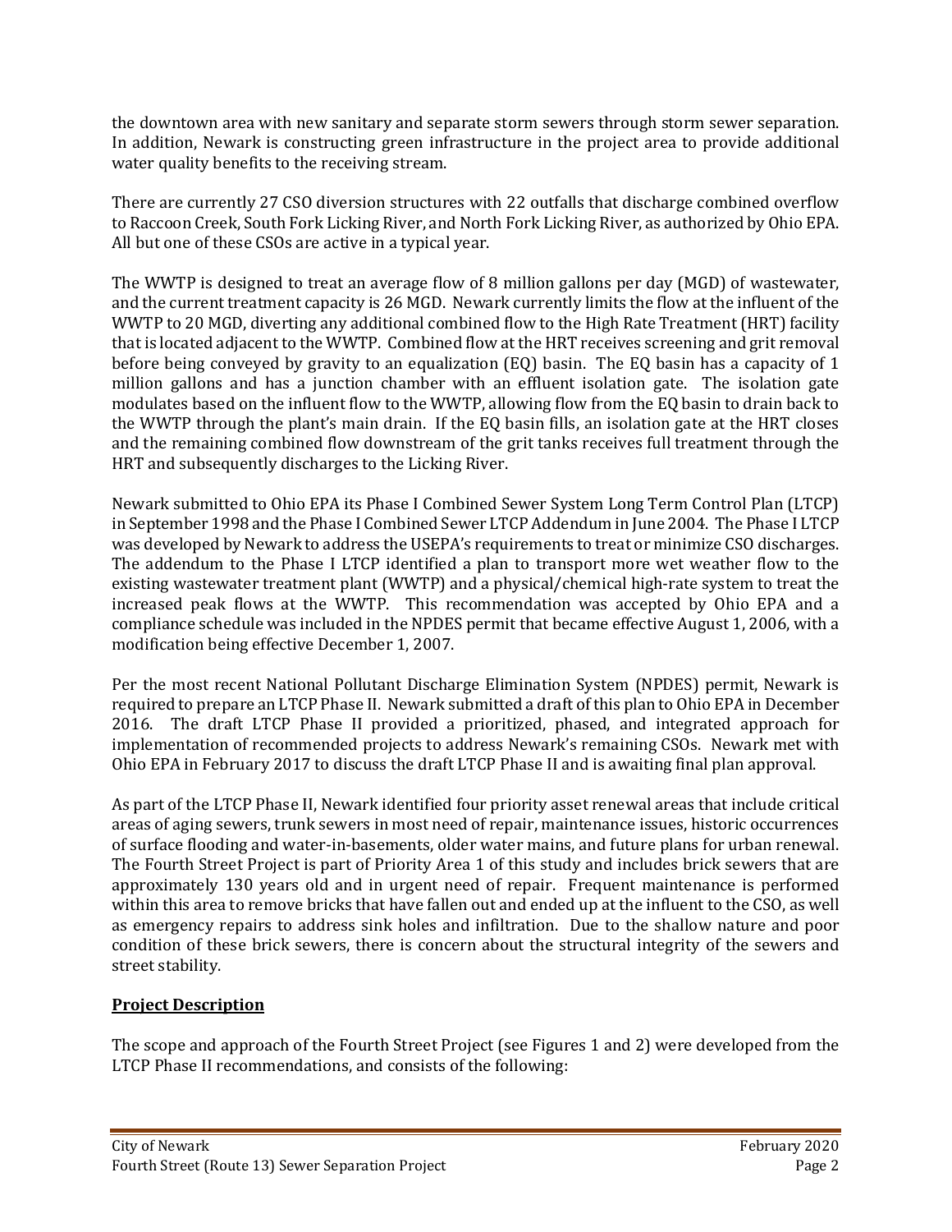the downtown area with new sanitary and separate storm sewers through storm sewer separation. In addition, Newark is constructing green infrastructure in the project area to provide additional water quality benefits to the receiving stream.

There are currently 27 CSO diversion structures with 22 outfalls that discharge combined overflow to Raccoon Creek, South Fork Licking River, and North Fork Licking River, as authorized by Ohio EPA. All but one of these CSOs are active in a typical year.

The WWTP is designed to treat an average flow of 8 million gallons per day (MGD) of wastewater, and the current treatment capacity is 26 MGD. Newark currently limits the flow at the influent of the WWTP to 20 MGD, diverting any additional combined flow to the High Rate Treatment (HRT) facility that is located adjacent to the WWTP. Combined flow at the HRT receives screening and grit removal before being conveyed by gravity to an equalization (EQ) basin. The EQ basin has a capacity of 1 million gallons and has a junction chamber with an effluent isolation gate. The isolation gate modulates based on the influent flow to the WWTP, allowing flow from the EQ basin to drain back to the WWTP through the plant's main drain. If the EQ basin fills, an isolation gate at the HRT closes and the remaining combined flow downstream of the grit tanks receives full treatment through the HRT and subsequently discharges to the Licking River.

Newark submitted to Ohio EPA its Phase I Combined Sewer System Long Term Control Plan (LTCP) in September 1998 and the Phase I Combined Sewer LTCP Addendum in June 2004. The Phase I LTCP was developed by Newark to address the USEPA's requirements to treat or minimize CSO discharges. The addendum to the Phase I LTCP identified a plan to transport more wet weather flow to the existing wastewater treatment plant (WWTP) and a physical/chemical high-rate system to treat the increased peak flows at the WWTP. This recommendation was accepted by Ohio EPA and a compliance schedule was included in the NPDES permit that became effective August 1, 2006, with a modification being effective December 1, 2007.

Per the most recent National Pollutant Discharge Elimination System (NPDES) permit, Newark is required to prepare an LTCP Phase II. Newark submitted a draft of this plan to Ohio EPA in December 2016. The draft LTCP Phase II provided a prioritized, phased, and integrated approach for implementation of recommended projects to address Newark's remaining CSOs. Newark met with Ohio EPA in February 2017 to discuss the draft LTCP Phase II and is awaiting final plan approval.

As part of the LTCP Phase II, Newark identified four priority asset renewal areas that include critical areas of aging sewers, trunk sewers in most need of repair, maintenance issues, historic occurrences of surface flooding and water-in-basements, older water mains, and future plans for urban renewal. The Fourth Street Project is part of Priority Area 1 of this study and includes brick sewers that are approximately 130 years old and in urgent need of repair. Frequent maintenance is performed within this area to remove bricks that have fallen out and ended up at the influent to the CSO, as well as emergency repairs to address sink holes and infiltration. Due to the shallow nature and poor condition of these brick sewers, there is concern about the structural integrity of the sewers and street stability.

## Project Description

The scope and approach of the Fourth Street Project (see Figures 1 and 2) were developed from the LTCP Phase II recommendations, and consists of the following: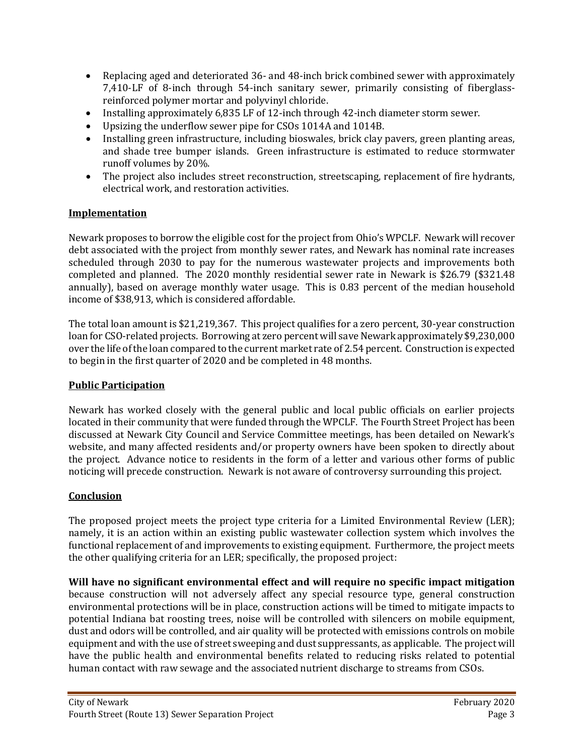- Replacing aged and deteriorated 36- and 48-inch brick combined sewer with approximately 7,410-LF of 8-inch through 54-inch sanitary sewer, primarily consisting of fiberglass-reinforced polymer mortar and polyvinyl chloride.
- Installing approximately 6,835 LF of 12-inch through 42-inch diameter storm sewer.
- Upsizing the underflow sewer pipe for CSOs 1014A and 1014B.
- Installing green infrastructure, including bioswales, brick clay pavers, green planting areas, and shade tree bumper islands. Green infrastructure is estimated to reduce stormwater runoff volumes by 20%.
- The project also includes street reconstruction, streetscaping, replacement of fire hydrants, electrical work, and restoration activities.

## Implementation

Newark proposes to borrow the eligible cost for the project from Ohio's WPCLF. Newark will recover debt associated with the project from monthly sewer rates, and Newark has nominal rate increases scheduled through 2030 to pay for the numerous wastewater projects and improvements both completed and planned. The 2020 monthly residential sewer rate in Newark is $26.79 ($321.48 annually), based on average monthly water usage. This is 0.83 percent of the median household income of $38,913, which is considered affordable.

The total loan amount is $21,219,367. This project qualifies for a zero percent, 30-year construction loan for CSO-related projects. Borrowing at zero percent will save Newark approximately $9,230,000 over the life of the loan compared to the current market rate of 2.54 percent. Construction is expected to begin in the first quarter of 2020 and be completed in 48 months.

## Public Participation

Newark has worked closely with the general public and local public officials on earlier projects located in their community that were funded through the WPCLF. The Fourth Street Project has been discussed at Newark City Council and Service Committee meetings, has been detailed on Newark's website, and many affected residents and/or property owners have been spoken to directly about the project. Advance notice to residents in the form of a letter and various other forms of public noticing will precede construction. Newark is not aware of controversy surrounding this project.

## Conclusion

The proposed project meets the project type criteria for a Limited Environmental Review (LER); namely, it is an action within an existing public wastewater collection system which involves the functional replacement of and improvements to existing equipment. Furthermore, the project meets the other qualifying criteria for an LER; specifically, the proposed project:

**Will have no significant environmental effect and will require no specific impact mitigation** because construction will not adversely affect any special resource type, general construction environmental protections will be in place, construction actions will be timed to mitigate impacts to potential Indiana bat roosting trees, noise will be controlled with silencers on mobile equipment, dust and odors will be controlled, and air quality will be protected with emissions controls on mobile equipment and with the use of street sweeping and dust suppressants, as applicable. The project will have the public health and environmental benefits related to reducing risks related to potential human contact with raw sewage and the associated nutrient discharge to streams from CSOs.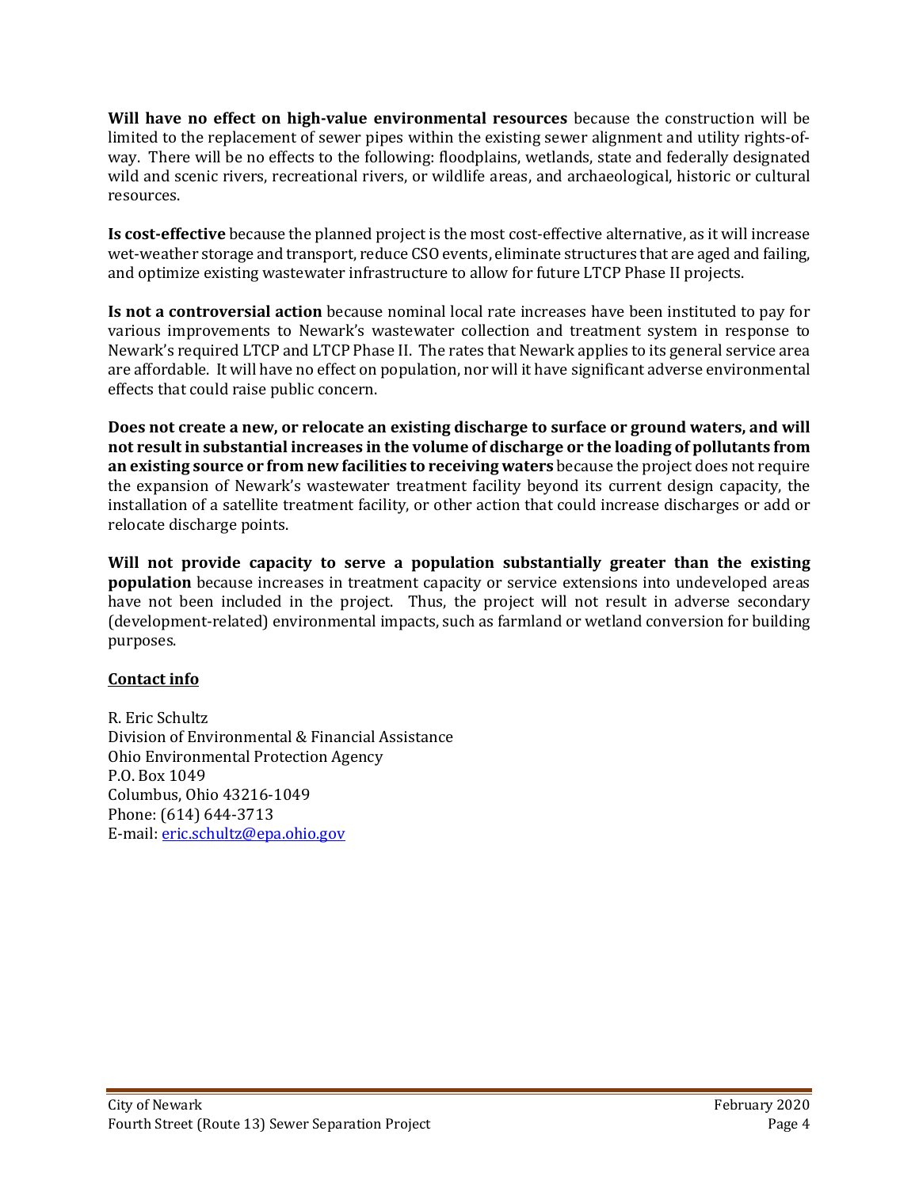**Will have no effect on high-value environmental resources** because the construction will be limited to the replacement of sewer pipes within the existing sewer alignment and utility rights-of-way. There will be no effects to the following: floodplains, wetlands, state and federally designated wild and scenic rivers, recreational rivers, or wildlife areas, and archaeological, historic or cultural resources.

**Is cost-effective** because the planned project is the most cost-effective alternative, as it will increase wet-weather storage and transport, reduce CSO events, eliminate structures that are aged and failing, and optimize existing wastewater infrastructure to allow for future LTCP Phase II projects.

**Is not a controversial action** because nominal local rate increases have been instituted to pay for various improvements to Newark's wastewater collection and treatment system in response to Newark's required LTCP and LTCP Phase II. The rates that Newark applies to its general service area are affordable. It will have no effect on population, nor will it have significant adverse environmental effects that could raise public concern.

**Does not create a new, or relocate an existing discharge to surface or ground waters, and will not result in substantial increases in the volume of discharge or the loading of pollutants from an existing source or from new facilities to receiving waters** because the project does not require the expansion of Newark's wastewater treatment facility beyond its current design capacity, the installation of a satellite treatment facility, or other action that could increase discharges or add or relocate discharge points.

**Will not provide capacity to serve a population substantially greater than the existing population** because increases in treatment capacity or service extensions into undeveloped areas have not been included in the project. Thus, the project will not result in adverse secondary (development-related) environmental impacts, such as farmland or wetland conversion for building purposes.

## Contact info

R. Eric Schultz
Division of Environmental & Financial Assistance
Ohio Environmental Protection Agency
P.O. Box 1049
Columbus, Ohio 43216-1049
Phone: (614) 644-3713
E-mail: eric.schultz@epa.ohio.gov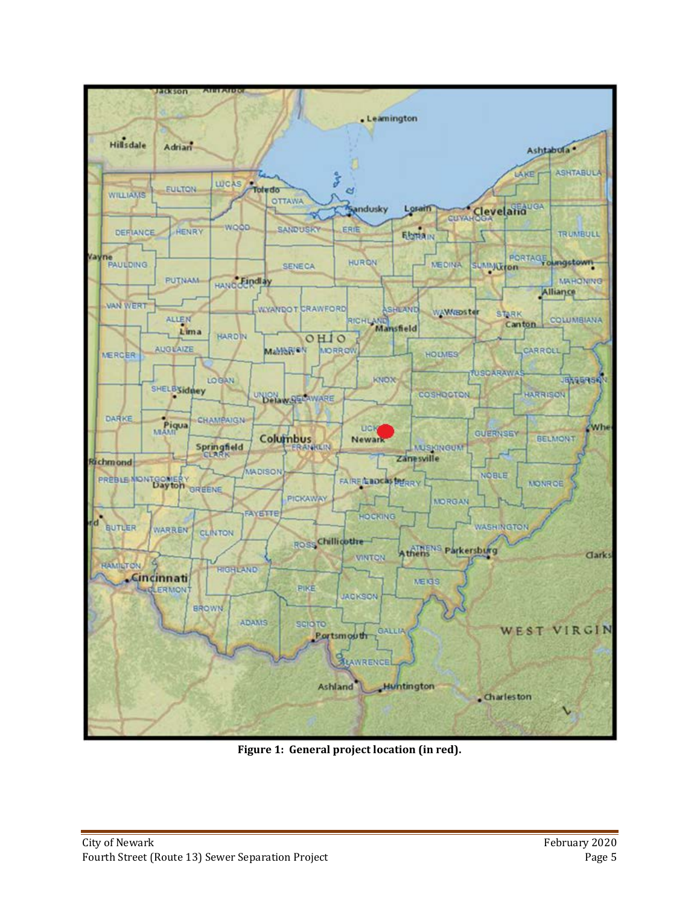**Figure 1: General project location (in red).**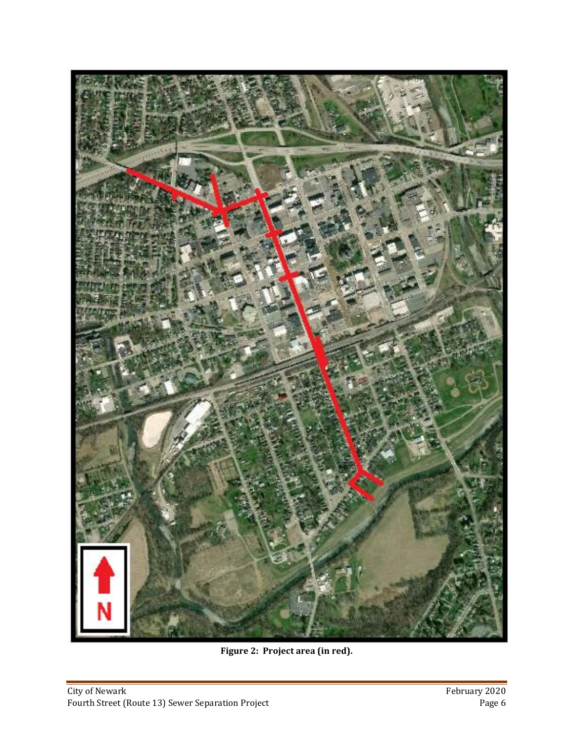**Figure 2: Project area (in red).**